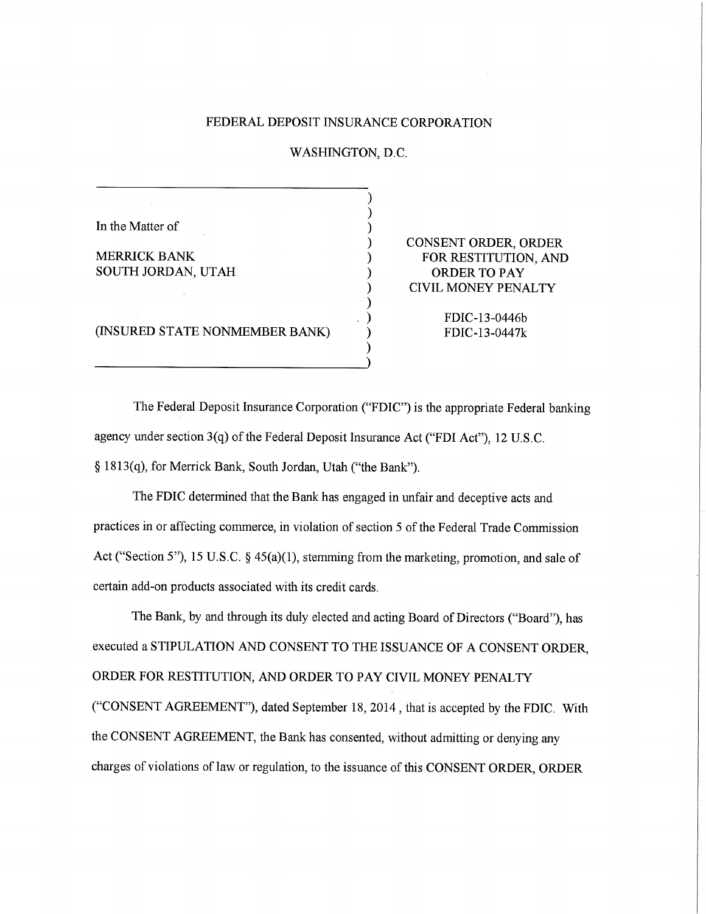FEDERAL DEPOSIT INSURANCE CORPORATION

WASHINGTON, D.C.

| | |
|---|---|
| In the Matter of<br><br>MERRICK BANK<br>SOUTH JORDAN, UTAH<br><br>(INSURED STATE NONMEMBER BANK) | CONSENT ORDER, ORDER FOR RESTITUTION, AND ORDER TO PAY CIVIL MONEY PENALTY<br><br>FDIC-13-0446b<br>FDIC-13-0447k |

The Federal Deposit Insurance Corporation ("FDIC") is the appropriate Federal banking agency under section 3(q) of the Federal Deposit Insurance Act ("FDI Act"), 12 U.S.C. § 1813(q), for Merrick Bank, South Jordan, Utah ("the Bank").

The FDIC determined that the Bank has engaged in unfair and deceptive acts and practices in or affecting commerce, in violation of section 5 of the Federal Trade Commission Act ("Section 5"), 15 U.S.C. § 45(a)(1), stemming from the marketing, promotion, and sale of certain add-on products associated with its credit cards.

The Bank, by and through its duly elected and acting Board of Directors ("Board"), has executed a STIPULATION AND CONSENT TO THE ISSUANCE OF A CONSENT ORDER, ORDER FOR RESTITUTION, AND ORDER TO PAY CIVIL MONEY PENALTY ("CONSENT AGREEMENT"), dated September 18, 2014, that is accepted by the FDIC. With the CONSENT AGREEMENT, the Bank has consented, without admitting or denying any charges of violations of law or regulation, to the issuance of this CONSENT ORDER, ORDER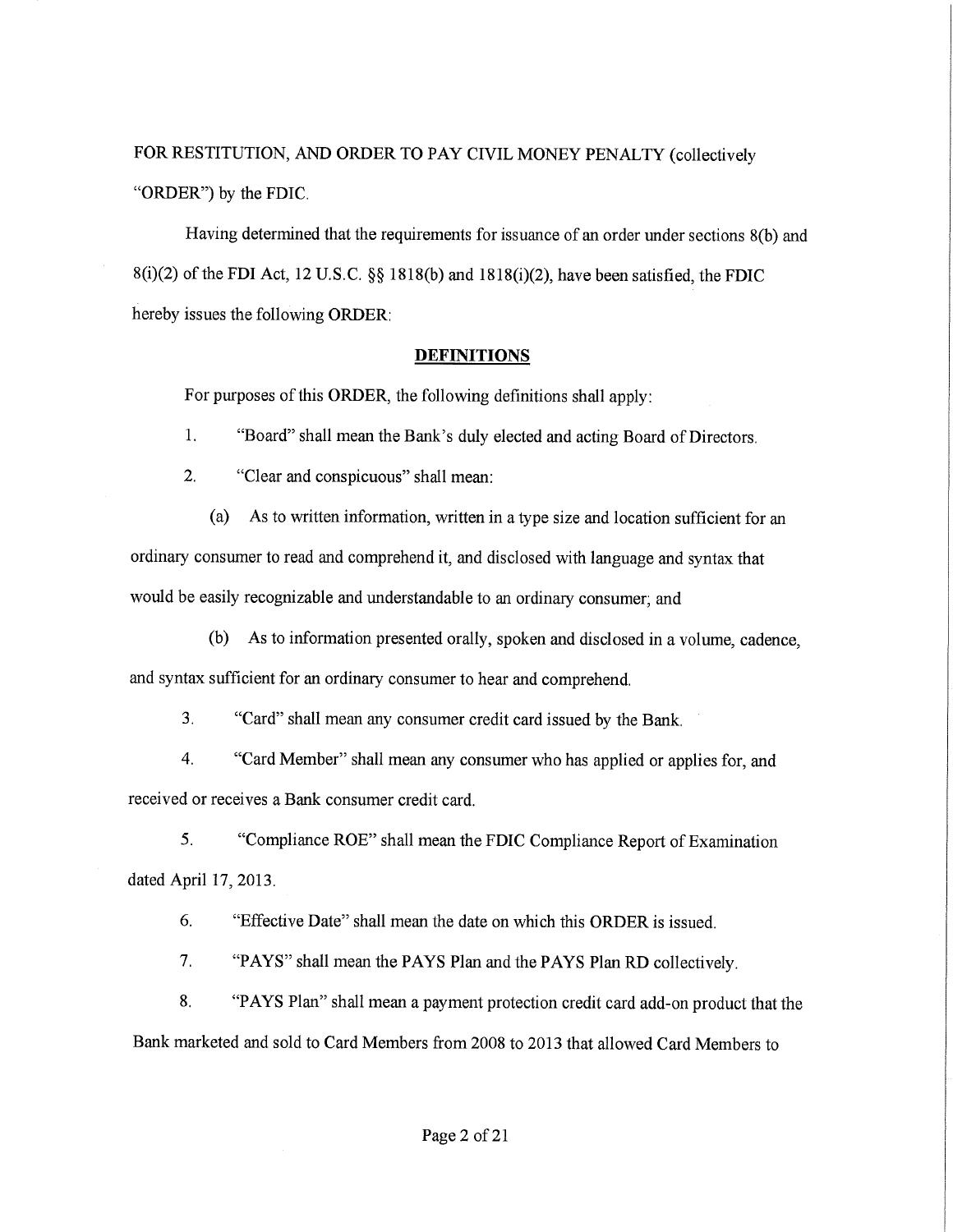FOR RESTITUTION, AND ORDER TO PAY CIVIL MONEY PENALTY (collectively "ORDER") by the FDIC.

Having determined that the requirements for issuance of an order under sections 8(b) and 8(i)(2) of the FDI Act, 12 U.S.C. §§ 1818(b) and 1818(i)(2), have been satisfied, the FDIC hereby issues the following ORDER:

## DEFINITIONS

For purposes of this ORDER, the following definitions shall apply:

1. "Board" shall mean the Bank's duly elected and acting Board of Directors.

2. "Clear and conspicuous" shall mean:

   (a) As to written information, written in a type size and location sufficient for an ordinary consumer to read and comprehend it, and disclosed with language and syntax that would be easily recognizable and understandable to an ordinary consumer; and

   (b) As to information presented orally, spoken and disclosed in a volume, cadence, and syntax sufficient for an ordinary consumer to hear and comprehend.

3. "Card" shall mean any consumer credit card issued by the Bank.

4. "Card Member" shall mean any consumer who has applied or applies for, and received or receives a Bank consumer credit card.

5. "Compliance ROE" shall mean the FDIC Compliance Report of Examination dated April 17, 2013.

6. "Effective Date" shall mean the date on which this ORDER is issued.

7. "PAYS" shall mean the PAYS Plan and the PAYS Plan RD collectively.

8. "PAYS Plan" shall mean a payment protection credit card add-on product that the Bank marketed and sold to Card Members from 2008 to 2013 that allowed Card Members to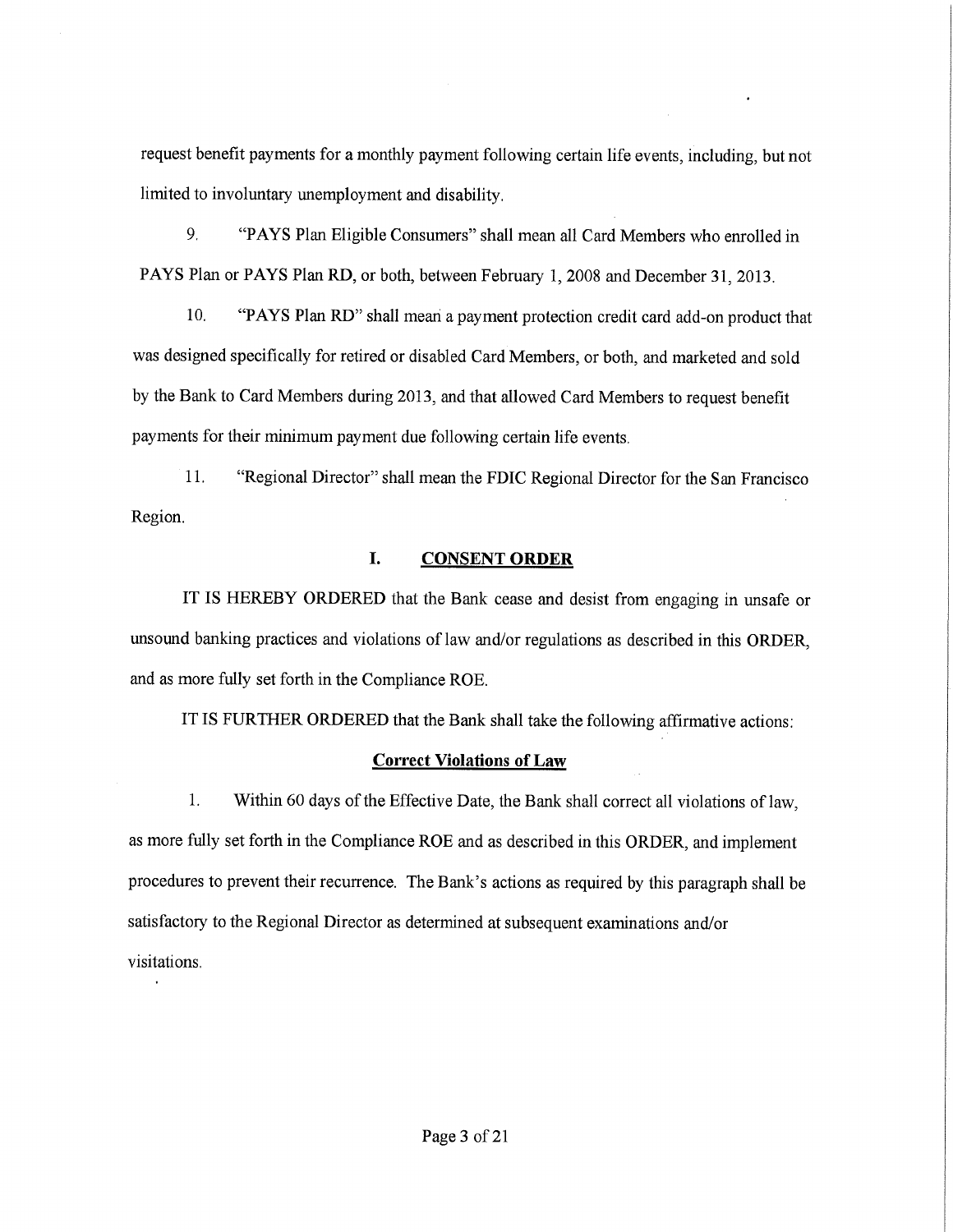request benefit payments for a monthly payment following certain life events, including, but not limited to involuntary unemployment and disability.

9. "PAYS Plan Eligible Consumers" shall mean all Card Members who enrolled in PAYS Plan or PAYS Plan RD, or both, between February 1, 2008 and December 31, 2013.

10. "PAYS Plan RD" shall mean a payment protection credit card add-on product that was designed specifically for retired or disabled Card Members, or both, and marketed and sold by the Bank to Card Members during 2013, and that allowed Card Members to request benefit payments for their minimum payment due following certain life events.

11. "Regional Director" shall mean the FDIC Regional Director for the San Francisco Region.

## I. CONSENT ORDER

IT IS HEREBY ORDERED that the Bank cease and desist from engaging in unsafe or unsound banking practices and violations of law and/or regulations as described in this ORDER, and as more fully set forth in the Compliance ROE.

IT IS FURTHER ORDERED that the Bank shall take the following affirmative actions:

### Correct Violations of Law

1. Within 60 days of the Effective Date, the Bank shall correct all violations of law, as more fully set forth in the Compliance ROE and as described in this ORDER, and implement procedures to prevent their recurrence. The Bank's actions as required by this paragraph shall be satisfactory to the Regional Director as determined at subsequent examinations and/or visitations.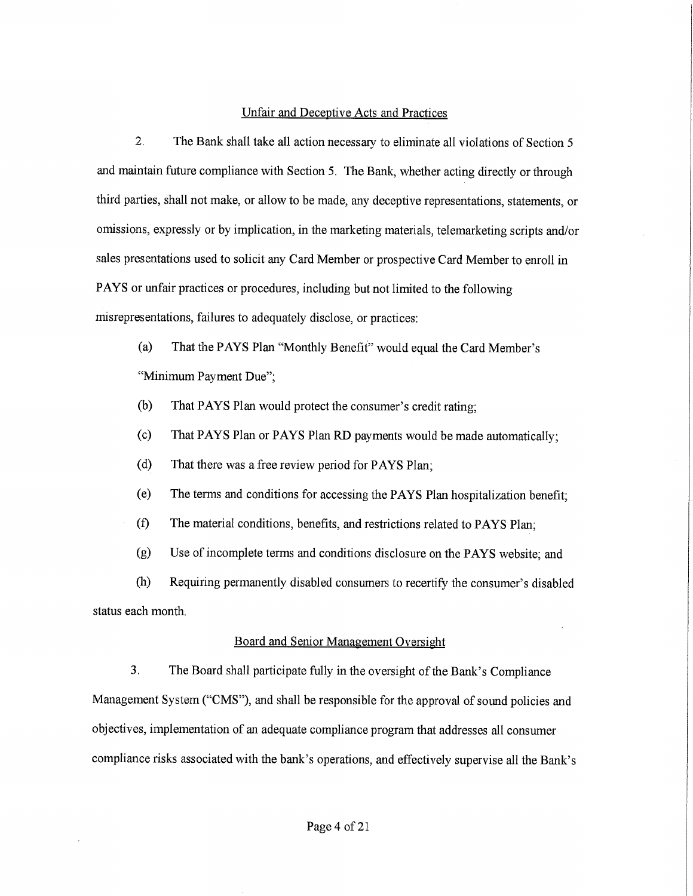## Unfair and Deceptive Acts and Practices

2. The Bank shall take all action necessary to eliminate all violations of Section 5 and maintain future compliance with Section 5. The Bank, whether acting directly or through third parties, shall not make, or allow to be made, any deceptive representations, statements, or omissions, expressly or by implication, in the marketing materials, telemarketing scripts and/or sales presentations used to solicit any Card Member or prospective Card Member to enroll in PAYS or unfair practices or procedures, including but not limited to the following misrepresentations, failures to adequately disclose, or practices:

(a) That the PAYS Plan "Monthly Benefit" would equal the Card Member's "Minimum Payment Due";

(b) That PAYS Plan would protect the consumer's credit rating;

(c) That PAYS Plan or PAYS Plan RD payments would be made automatically;

(d) That there was a free review period for PAYS Plan;

(e) The terms and conditions for accessing the PAYS Plan hospitalization benefit;

(f) The material conditions, benefits, and restrictions related to PAYS Plan;

(g) Use of incomplete terms and conditions disclosure on the PAYS website; and

(h) Requiring permanently disabled consumers to recertify the consumer's disabled status each month.

## Board and Senior Management Oversight

3. The Board shall participate fully in the oversight of the Bank's Compliance Management System ("CMS"), and shall be responsible for the approval of sound policies and objectives, implementation of an adequate compliance program that addresses all consumer compliance risks associated with the bank's operations, and effectively supervise all the Bank's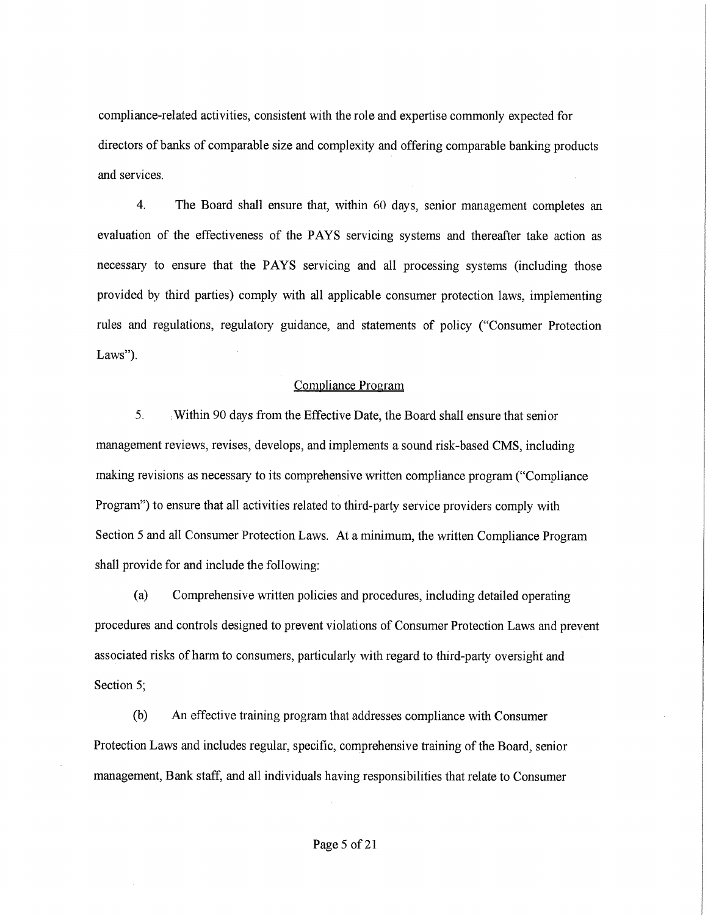compliance-related activities, consistent with the role and expertise commonly expected for directors of banks of comparable size and complexity and offering comparable banking products and services.

4. The Board shall ensure that, within 60 days, senior management completes an evaluation of the effectiveness of the PAYS servicing systems and thereafter take action as necessary to ensure that the PAYS servicing and all processing systems (including those provided by third parties) comply with all applicable consumer protection laws, implementing rules and regulations, regulatory guidance, and statements of policy ("Consumer Protection Laws").

## Compliance Program

5. Within 90 days from the Effective Date, the Board shall ensure that senior management reviews, revises, develops, and implements a sound risk-based CMS, including making revisions as necessary to its comprehensive written compliance program ("Compliance Program") to ensure that all activities related to third-party service providers comply with Section 5 and all Consumer Protection Laws. At a minimum, the written Compliance Program shall provide for and include the following:

(a) Comprehensive written policies and procedures, including detailed operating procedures and controls designed to prevent violations of Consumer Protection Laws and prevent associated risks of harm to consumers, particularly with regard to third-party oversight and Section 5;

(b) An effective training program that addresses compliance with Consumer Protection Laws and includes regular, specific, comprehensive training of the Board, senior management, Bank staff, and all individuals having responsibilities that relate to Consumer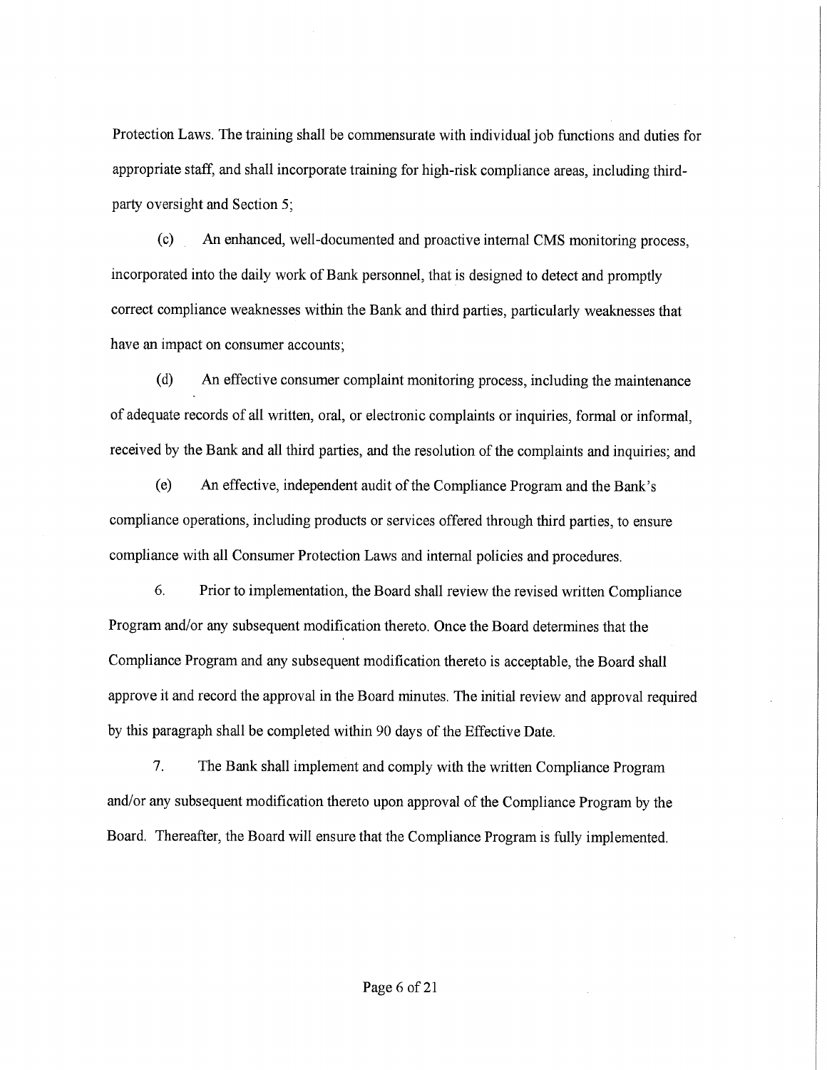Protection Laws. The training shall be commensurate with individual job functions and duties for appropriate staff, and shall incorporate training for high-risk compliance areas, including third-party oversight and Section 5;

(c) An enhanced, well-documented and proactive internal CMS monitoring process, incorporated into the daily work of Bank personnel, that is designed to detect and promptly correct compliance weaknesses within the Bank and third parties, particularly weaknesses that have an impact on consumer accounts;

(d) An effective consumer complaint monitoring process, including the maintenance of adequate records of all written, oral, or electronic complaints or inquiries, formal or informal, received by the Bank and all third parties, and the resolution of the complaints and inquiries; and

(e) An effective, independent audit of the Compliance Program and the Bank's compliance operations, including products or services offered through third parties, to ensure compliance with all Consumer Protection Laws and internal policies and procedures.

6. Prior to implementation, the Board shall review the revised written Compliance Program and/or any subsequent modification thereto. Once the Board determines that the Compliance Program and any subsequent modification thereto is acceptable, the Board shall approve it and record the approval in the Board minutes. The initial review and approval required by this paragraph shall be completed within 90 days of the Effective Date.

7. The Bank shall implement and comply with the written Compliance Program and/or any subsequent modification thereto upon approval of the Compliance Program by the Board. Thereafter, the Board will ensure that the Compliance Program is fully implemented.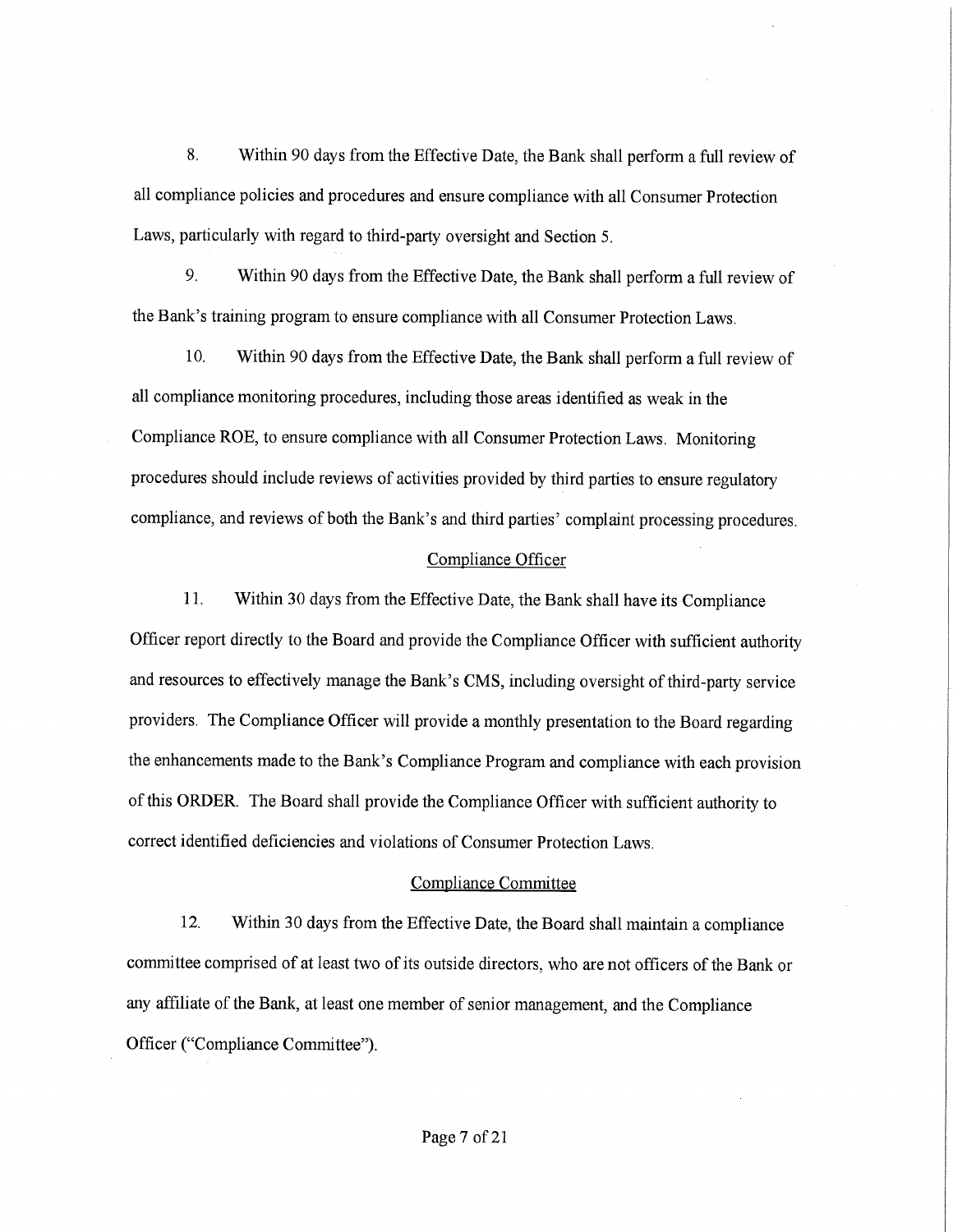8. Within 90 days from the Effective Date, the Bank shall perform a full review of all compliance policies and procedures and ensure compliance with all Consumer Protection Laws, particularly with regard to third-party oversight and Section 5.

9. Within 90 days from the Effective Date, the Bank shall perform a full review of the Bank's training program to ensure compliance with all Consumer Protection Laws.

10. Within 90 days from the Effective Date, the Bank shall perform a full review of all compliance monitoring procedures, including those areas identified as weak in the Compliance ROE, to ensure compliance with all Consumer Protection Laws. Monitoring procedures should include reviews of activities provided by third parties to ensure regulatory compliance, and reviews of both the Bank's and third parties' complaint processing procedures.

<u>Compliance Officer</u>

11. Within 30 days from the Effective Date, the Bank shall have its Compliance Officer report directly to the Board and provide the Compliance Officer with sufficient authority and resources to effectively manage the Bank's CMS, including oversight of third-party service providers. The Compliance Officer will provide a monthly presentation to the Board regarding the enhancements made to the Bank's Compliance Program and compliance with each provision of this ORDER. The Board shall provide the Compliance Officer with sufficient authority to correct identified deficiencies and violations of Consumer Protection Laws.

<u>Compliance Committee</u>

12. Within 30 days from the Effective Date, the Board shall maintain a compliance committee comprised of at least two of its outside directors, who are not officers of the Bank or any affiliate of the Bank, at least one member of senior management, and the Compliance Officer ("Compliance Committee").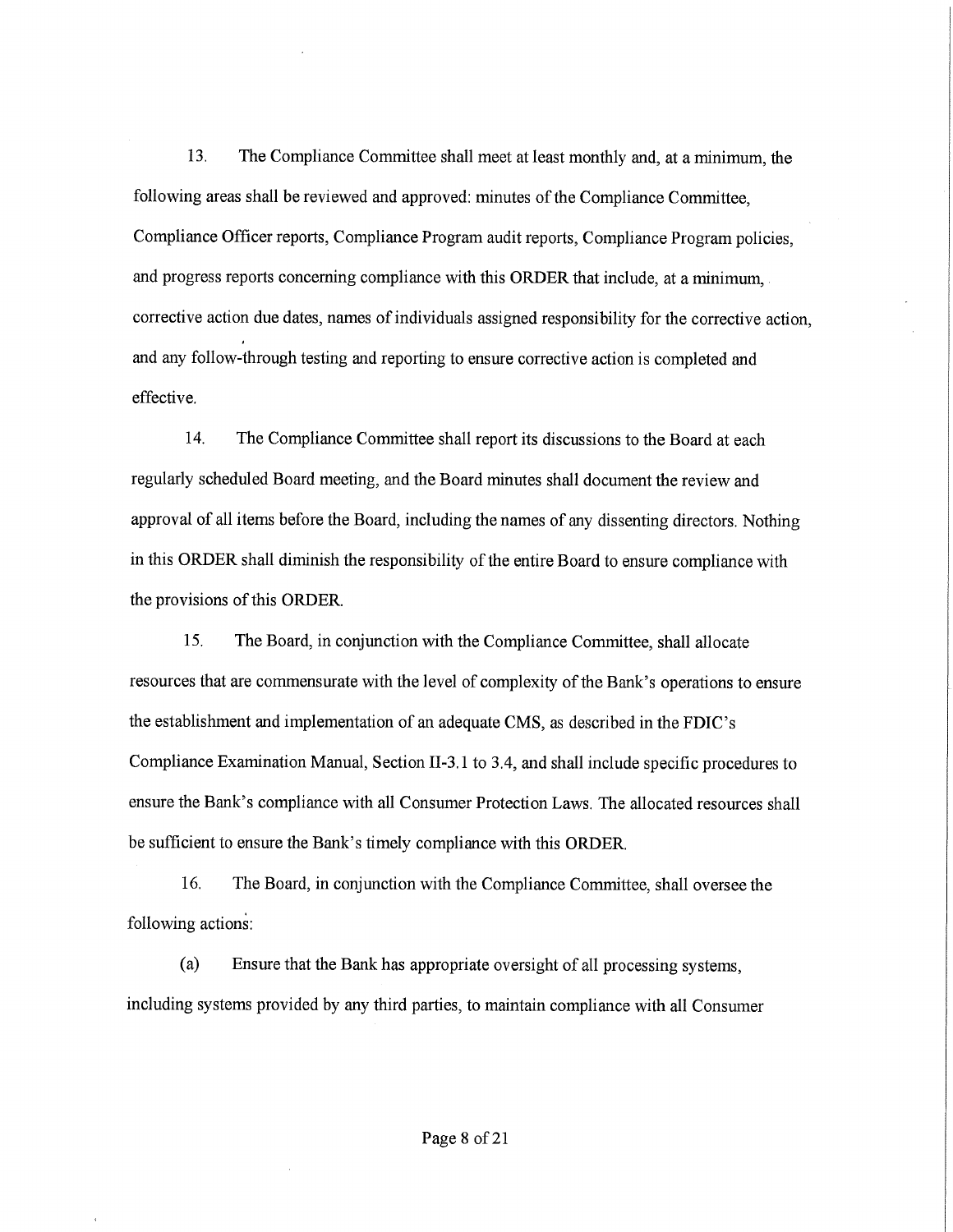13. The Compliance Committee shall meet at least monthly and, at a minimum, the following areas shall be reviewed and approved: minutes of the Compliance Committee, Compliance Officer reports, Compliance Program audit reports, Compliance Program policies, and progress reports concerning compliance with this ORDER that include, at a minimum, corrective action due dates, names of individuals assigned responsibility for the corrective action, and any follow-through testing and reporting to ensure corrective action is completed and effective.

14. The Compliance Committee shall report its discussions to the Board at each regularly scheduled Board meeting, and the Board minutes shall document the review and approval of all items before the Board, including the names of any dissenting directors. Nothing in this ORDER shall diminish the responsibility of the entire Board to ensure compliance with the provisions of this ORDER.

15. The Board, in conjunction with the Compliance Committee, shall allocate resources that are commensurate with the level of complexity of the Bank's operations to ensure the establishment and implementation of an adequate CMS, as described in the FDIC's Compliance Examination Manual, Section II-3.1 to 3.4, and shall include specific procedures to ensure the Bank's compliance with all Consumer Protection Laws. The allocated resources shall be sufficient to ensure the Bank's timely compliance with this ORDER.

16. The Board, in conjunction with the Compliance Committee, shall oversee the following actions:

(a) Ensure that the Bank has appropriate oversight of all processing systems, including systems provided by any third parties, to maintain compliance with all Consumer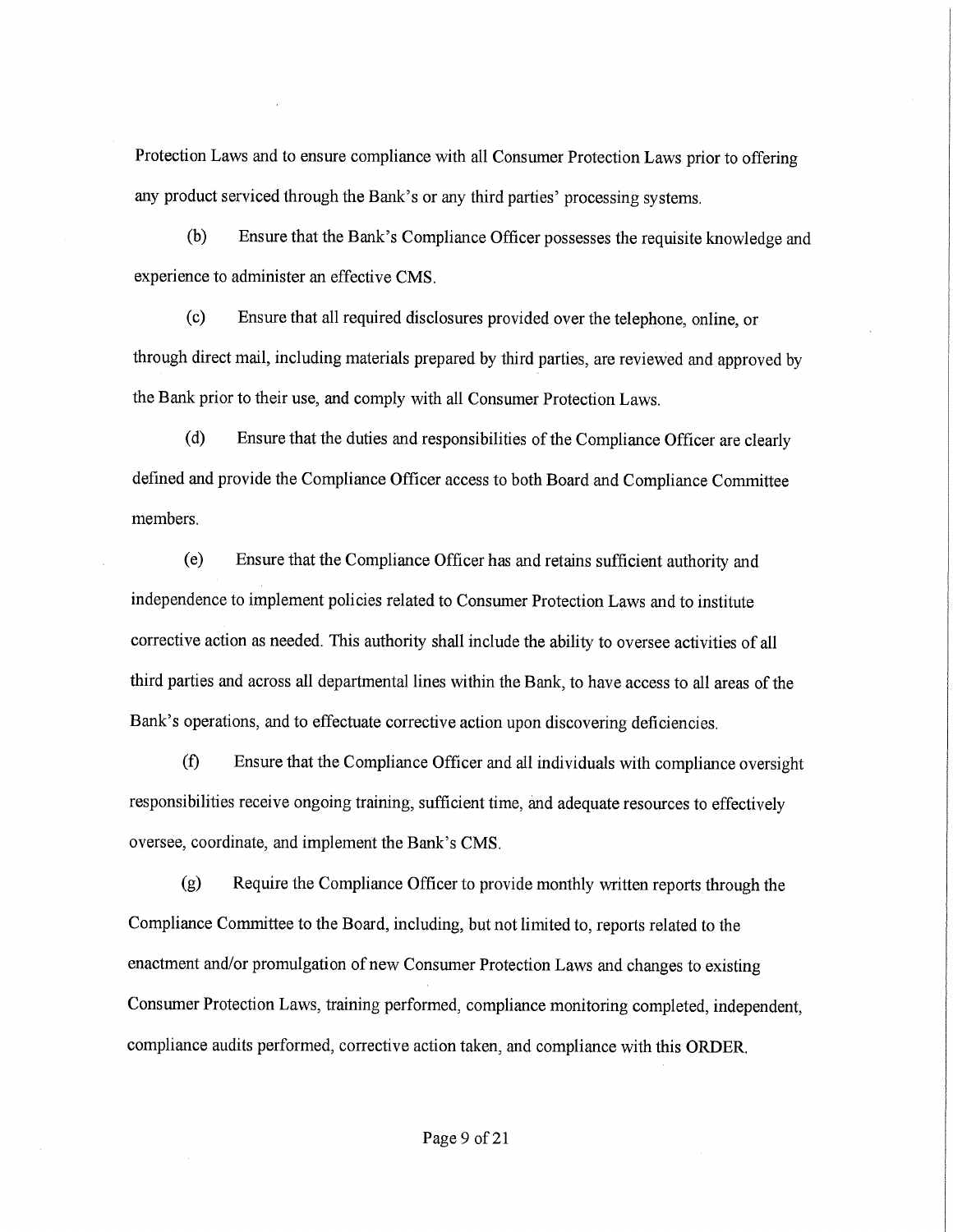Protection Laws and to ensure compliance with all Consumer Protection Laws prior to offering any product serviced through the Bank's or any third parties' processing systems.

(b) Ensure that the Bank's Compliance Officer possesses the requisite knowledge and experience to administer an effective CMS.

(c) Ensure that all required disclosures provided over the telephone, online, or through direct mail, including materials prepared by third parties, are reviewed and approved by the Bank prior to their use, and comply with all Consumer Protection Laws.

(d) Ensure that the duties and responsibilities of the Compliance Officer are clearly defined and provide the Compliance Officer access to both Board and Compliance Committee members.

(e) Ensure that the Compliance Officer has and retains sufficient authority and independence to implement policies related to Consumer Protection Laws and to institute corrective action as needed. This authority shall include the ability to oversee activities of all third parties and across all departmental lines within the Bank, to have access to all areas of the Bank's operations, and to effectuate corrective action upon discovering deficiencies.

(f) Ensure that the Compliance Officer and all individuals with compliance oversight responsibilities receive ongoing training, sufficient time, and adequate resources to effectively oversee, coordinate, and implement the Bank's CMS.

(g) Require the Compliance Officer to provide monthly written reports through the Compliance Committee to the Board, including, but not limited to, reports related to the enactment and/or promulgation of new Consumer Protection Laws and changes to existing Consumer Protection Laws, training performed, compliance monitoring completed, independent, compliance audits performed, corrective action taken, and compliance with this ORDER.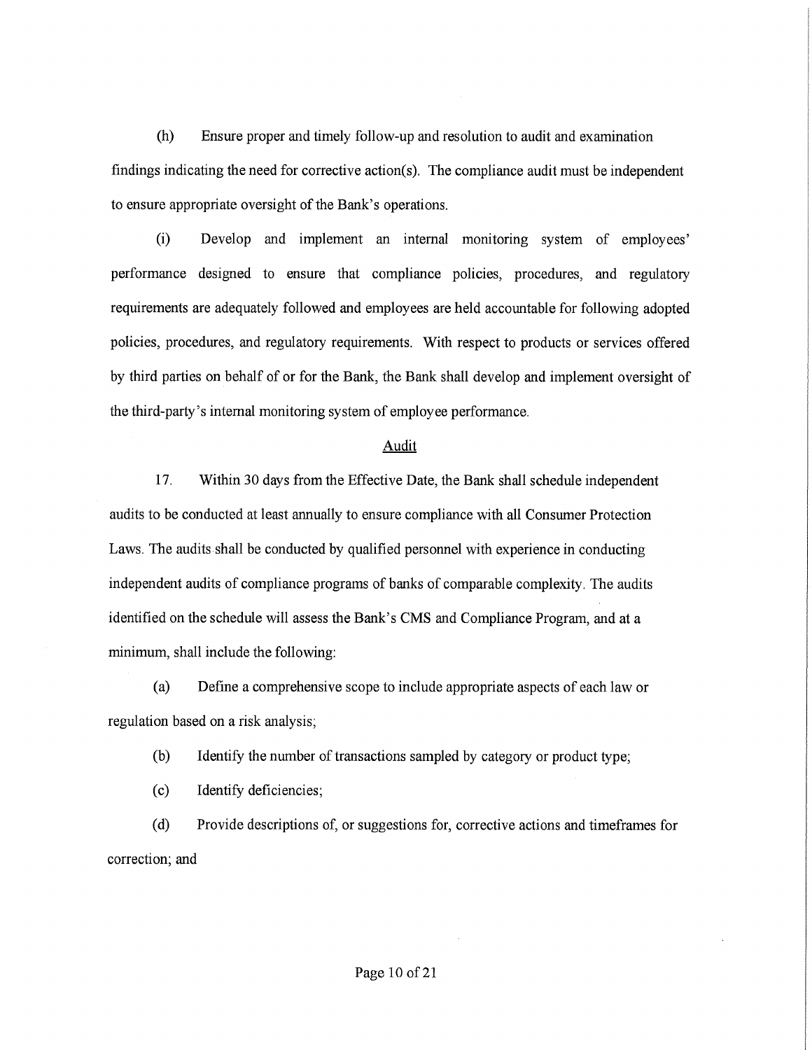(h) Ensure proper and timely follow-up and resolution to audit and examination findings indicating the need for corrective action(s). The compliance audit must be independent to ensure appropriate oversight of the Bank's operations.

(i) Develop and implement an internal monitoring system of employees' performance designed to ensure that compliance policies, procedures, and regulatory requirements are adequately followed and employees are held accountable for following adopted policies, procedures, and regulatory requirements. With respect to products or services offered by third parties on behalf of or for the Bank, the Bank shall develop and implement oversight of the third-party's internal monitoring system of employee performance.

## Audit

17. Within 30 days from the Effective Date, the Bank shall schedule independent audits to be conducted at least annually to ensure compliance with all Consumer Protection Laws. The audits shall be conducted by qualified personnel with experience in conducting independent audits of compliance programs of banks of comparable complexity. The audits identified on the schedule will assess the Bank's CMS and Compliance Program, and at a minimum, shall include the following:

(a) Define a comprehensive scope to include appropriate aspects of each law or regulation based on a risk analysis;

(b) Identify the number of transactions sampled by category or product type;

(c) Identify deficiencies;

(d) Provide descriptions of, or suggestions for, corrective actions and timeframes for correction; and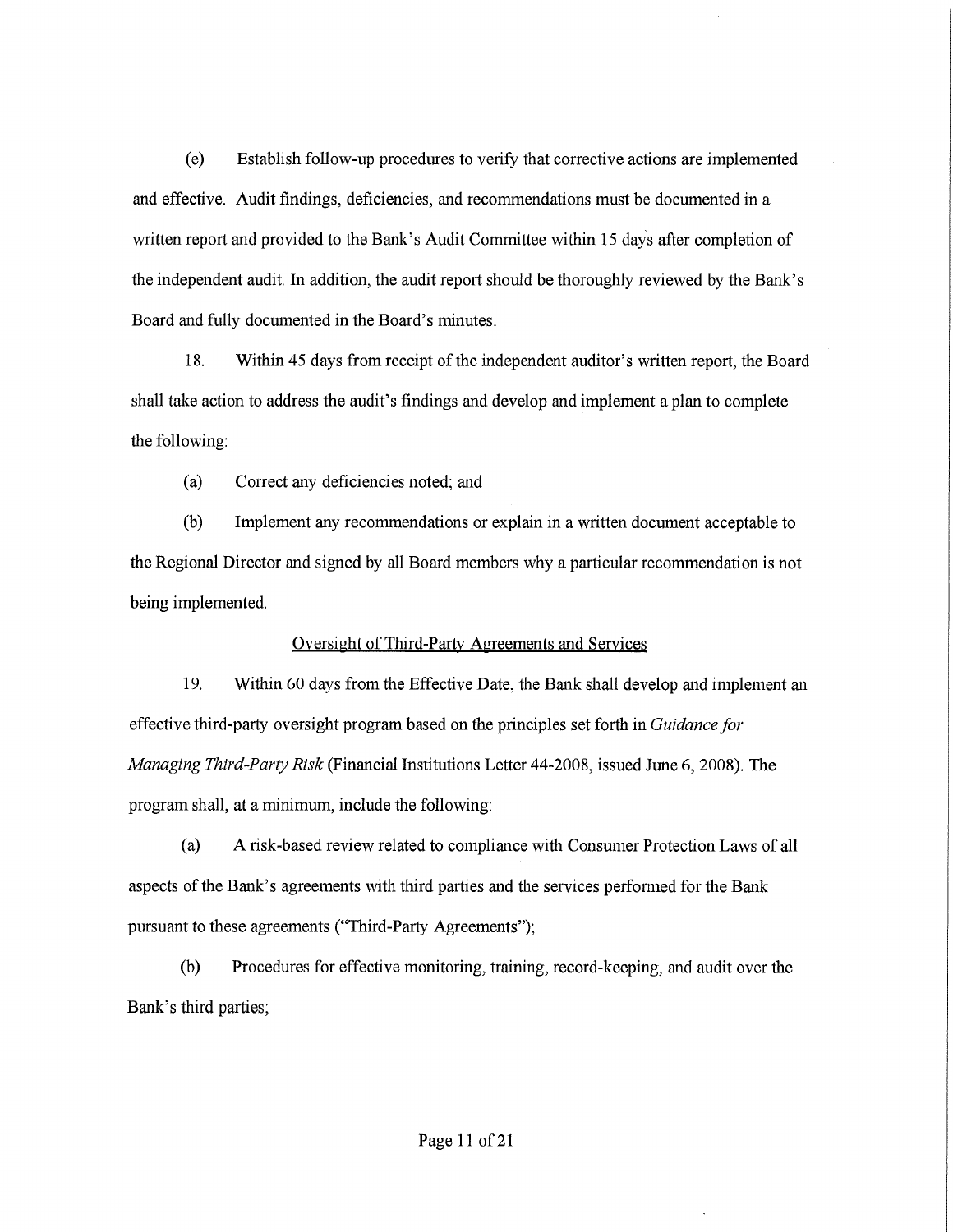(e) Establish follow-up procedures to verify that corrective actions are implemented and effective. Audit findings, deficiencies, and recommendations must be documented in a written report and provided to the Bank's Audit Committee within 15 days after completion of the independent audit. In addition, the audit report should be thoroughly reviewed by the Bank's Board and fully documented in the Board's minutes.

18. Within 45 days from receipt of the independent auditor's written report, the Board shall take action to address the audit's findings and develop and implement a plan to complete the following:

(a) Correct any deficiencies noted; and

(b) Implement any recommendations or explain in a written document acceptable to the Regional Director and signed by all Board members why a particular recommendation is not being implemented.

## Oversight of Third-Party Agreements and Services

19. Within 60 days from the Effective Date, the Bank shall develop and implement an effective third-party oversight program based on the principles set forth in *Guidance for Managing Third-Party Risk* (Financial Institutions Letter 44-2008, issued June 6, 2008). The program shall, at a minimum, include the following:

(a) A risk-based review related to compliance with Consumer Protection Laws of all aspects of the Bank's agreements with third parties and the services performed for the Bank pursuant to these agreements ("Third-Party Agreements");

(b) Procedures for effective monitoring, training, record-keeping, and audit over the Bank's third parties;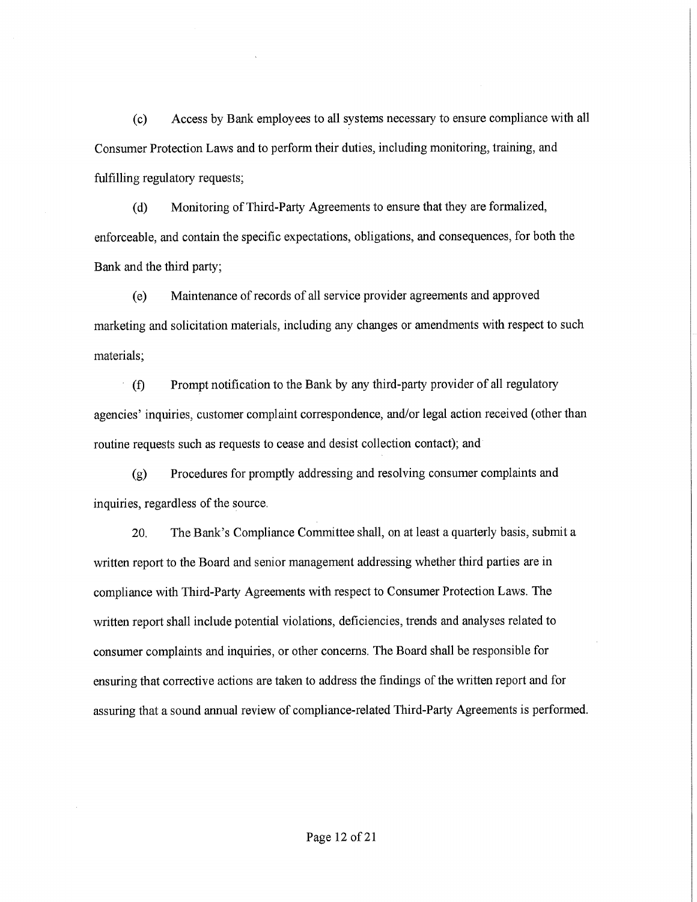(c) Access by Bank employees to all systems necessary to ensure compliance with all Consumer Protection Laws and to perform their duties, including monitoring, training, and fulfilling regulatory requests;

(d) Monitoring of Third-Party Agreements to ensure that they are formalized, enforceable, and contain the specific expectations, obligations, and consequences, for both the Bank and the third party;

(e) Maintenance of records of all service provider agreements and approved marketing and solicitation materials, including any changes or amendments with respect to such materials;

(f) Prompt notification to the Bank by any third-party provider of all regulatory agencies' inquiries, customer complaint correspondence, and/or legal action received (other than routine requests such as requests to cease and desist collection contact); and

(g) Procedures for promptly addressing and resolving consumer complaints and inquiries, regardless of the source.

20. The Bank's Compliance Committee shall, on at least a quarterly basis, submit a written report to the Board and senior management addressing whether third parties are in compliance with Third-Party Agreements with respect to Consumer Protection Laws. The written report shall include potential violations, deficiencies, trends and analyses related to consumer complaints and inquiries, or other concerns. The Board shall be responsible for ensuring that corrective actions are taken to address the findings of the written report and for assuring that a sound annual review of compliance-related Third-Party Agreements is performed.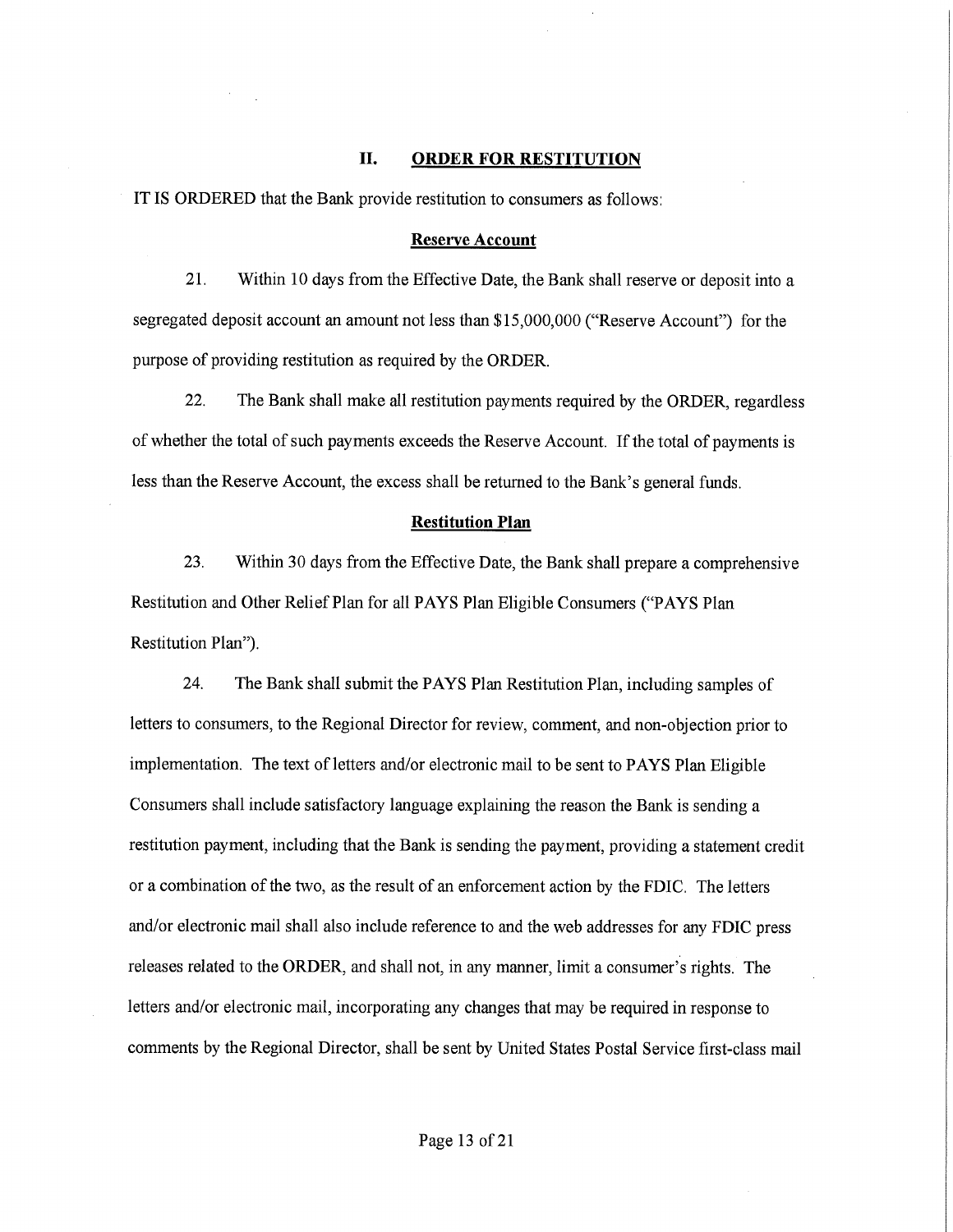## II. ORDER FOR RESTITUTION

IT IS ORDERED that the Bank provide restitution to consumers as follows:

### Reserve Account

21. Within 10 days from the Effective Date, the Bank shall reserve or deposit into a segregated deposit account an amount not less than $15,000,000 ("Reserve Account") for the purpose of providing restitution as required by the ORDER.

22. The Bank shall make all restitution payments required by the ORDER, regardless of whether the total of such payments exceeds the Reserve Account. If the total of payments is less than the Reserve Account, the excess shall be returned to the Bank's general funds.

### Restitution Plan

23. Within 30 days from the Effective Date, the Bank shall prepare a comprehensive Restitution and Other Relief Plan for all PAYS Plan Eligible Consumers ("PAYS Plan Restitution Plan").

24. The Bank shall submit the PAYS Plan Restitution Plan, including samples of letters to consumers, to the Regional Director for review, comment, and non-objection prior to implementation. The text of letters and/or electronic mail to be sent to PAYS Plan Eligible Consumers shall include satisfactory language explaining the reason the Bank is sending a restitution payment, including that the Bank is sending the payment, providing a statement credit or a combination of the two, as the result of an enforcement action by the FDIC. The letters and/or electronic mail shall also include reference to and the web addresses for any FDIC press releases related to the ORDER, and shall not, in any manner, limit a consumer's rights. The letters and/or electronic mail, incorporating any changes that may be required in response to comments by the Regional Director, shall be sent by United States Postal Service first-class mail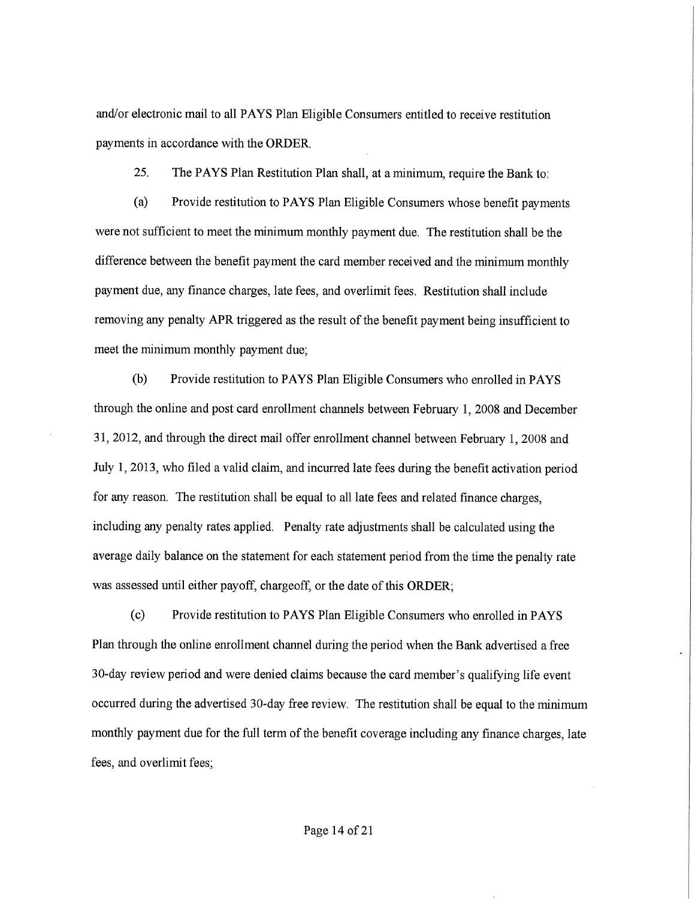and/or electronic mail to all PAYS Plan Eligible Consumers entitled to receive restitution payments in accordance with the ORDER.

25. The PAYS Plan Restitution Plan shall, at a minimum, require the Bank to:

(a) Provide restitution to PAYS Plan Eligible Consumers whose benefit payments were not sufficient to meet the minimum monthly payment due. The restitution shall be the difference between the benefit payment the card member received and the minimum monthly payment due, any finance charges, late fees, and overlimit fees. Restitution shall include removing any penalty APR triggered as the result of the benefit payment being insufficient to meet the minimum monthly payment due;

(b) Provide restitution to PAYS Plan Eligible Consumers who enrolled in PAYS through the online and post card enrollment channels between February 1, 2008 and December 31, 2012, and through the direct mail offer enrollment channel between February 1, 2008 and July 1, 2013, who filed a valid claim, and incurred late fees during the benefit activation period for any reason. The restitution shall be equal to all late fees and related finance charges, including any penalty rates applied. Penalty rate adjustments shall be calculated using the average daily balance on the statement for each statement period from the time the penalty rate was assessed until either payoff, chargeoff, or the date of this ORDER;

(c) Provide restitution to PAYS Plan Eligible Consumers who enrolled in PAYS Plan through the online enrollment channel during the period when the Bank advertised a free 30-day review period and were denied claims because the card member's qualifying life event occurred during the advertised 30-day free review. The restitution shall be equal to the minimum monthly payment due for the full term of the benefit coverage including any finance charges, late fees, and overlimit fees;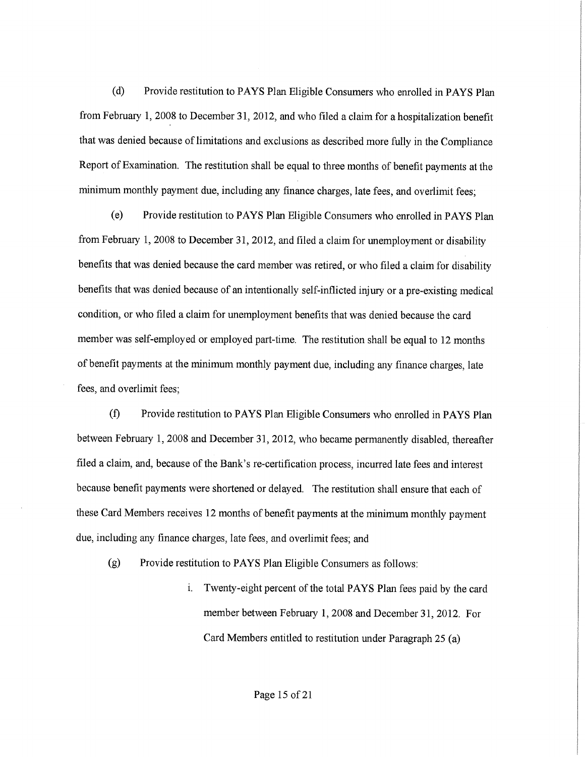(d) Provide restitution to PAYS Plan Eligible Consumers who enrolled in PAYS Plan from February 1, 2008 to December 31, 2012, and who filed a claim for a hospitalization benefit that was denied because of limitations and exclusions as described more fully in the Compliance Report of Examination. The restitution shall be equal to three months of benefit payments at the minimum monthly payment due, including any finance charges, late fees, and overlimit fees;

(e) Provide restitution to PAYS Plan Eligible Consumers who enrolled in PAYS Plan from February 1, 2008 to December 31, 2012, and filed a claim for unemployment or disability benefits that was denied because the card member was retired, or who filed a claim for disability benefits that was denied because of an intentionally self-inflicted injury or a pre-existing medical condition, or who filed a claim for unemployment benefits that was denied because the card member was self-employed or employed part-time. The restitution shall be equal to 12 months of benefit payments at the minimum monthly payment due, including any finance charges, late fees, and overlimit fees;

(f) Provide restitution to PAYS Plan Eligible Consumers who enrolled in PAYS Plan between February 1, 2008 and December 31, 2012, who became permanently disabled, thereafter filed a claim, and, because of the Bank's re-certification process, incurred late fees and interest because benefit payments were shortened or delayed. The restitution shall ensure that each of these Card Members receives 12 months of benefit payments at the minimum monthly payment due, including any finance charges, late fees, and overlimit fees; and

(g) Provide restitution to PAYS Plan Eligible Consumers as follows:

i. Twenty-eight percent of the total PAYS Plan fees paid by the card member between February 1, 2008 and December 31, 2012. For Card Members entitled to restitution under Paragraph 25 (a)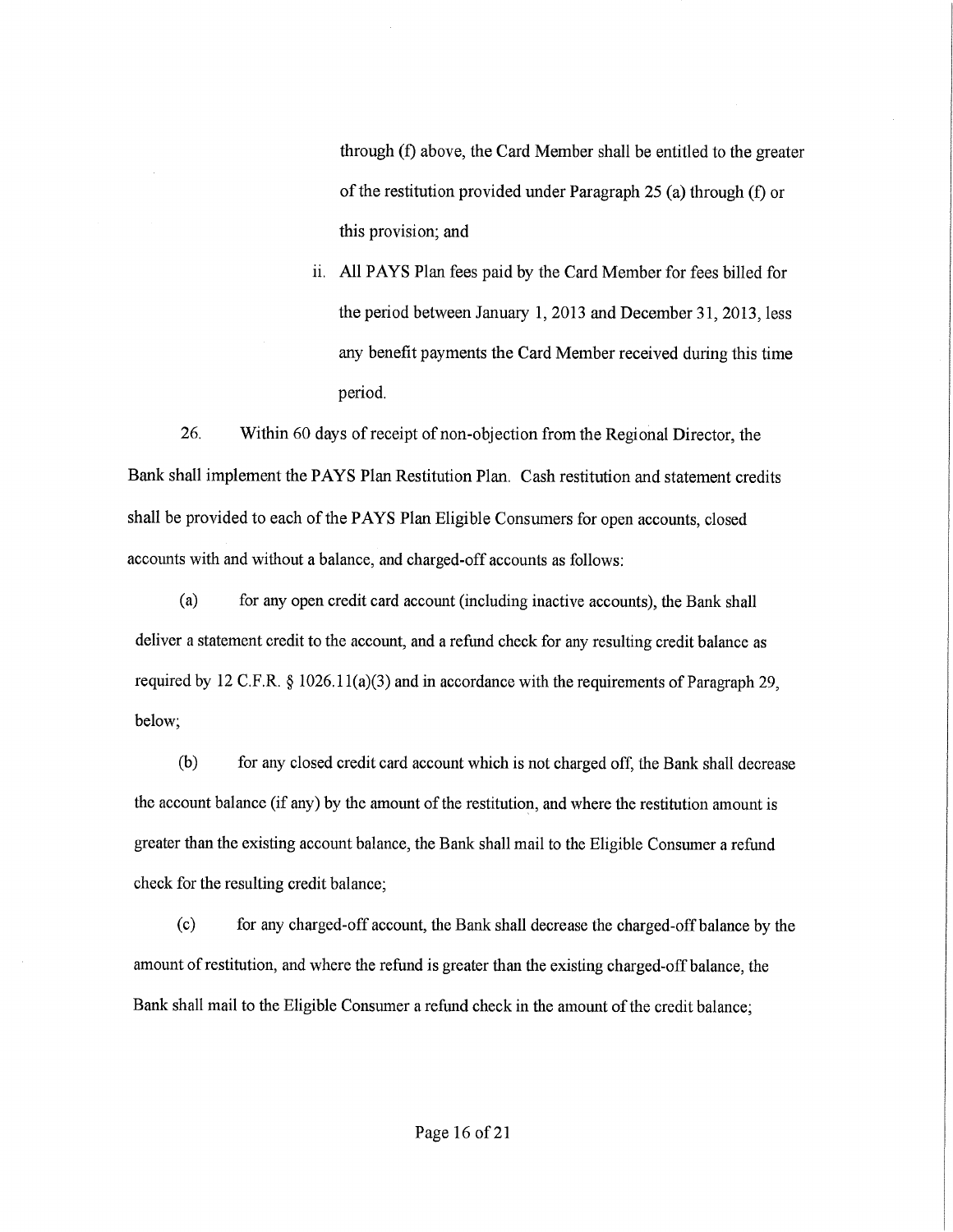through (f) above, the Card Member shall be entitled to the greater of the restitution provided under Paragraph 25 (a) through (f) or this provision; and

ii. All PAYS Plan fees paid by the Card Member for fees billed for the period between January 1, 2013 and December 31, 2013, less any benefit payments the Card Member received during this time period.

26. Within 60 days of receipt of non-objection from the Regional Director, the Bank shall implement the PAYS Plan Restitution Plan. Cash restitution and statement credits shall be provided to each of the PAYS Plan Eligible Consumers for open accounts, closed accounts with and without a balance, and charged-off accounts as follows:

(a) for any open credit card account (including inactive accounts), the Bank shall deliver a statement credit to the account, and a refund check for any resulting credit balance as required by 12 C.F.R. § 1026.11(a)(3) and in accordance with the requirements of Paragraph 29, below;

(b) for any closed credit card account which is not charged off, the Bank shall decrease the account balance (if any) by the amount of the restitution, and where the restitution amount is greater than the existing account balance, the Bank shall mail to the Eligible Consumer a refund check for the resulting credit balance;

(c) for any charged-off account, the Bank shall decrease the charged-off balance by the amount of restitution, and where the refund is greater than the existing charged-off balance, the Bank shall mail to the Eligible Consumer a refund check in the amount of the credit balance;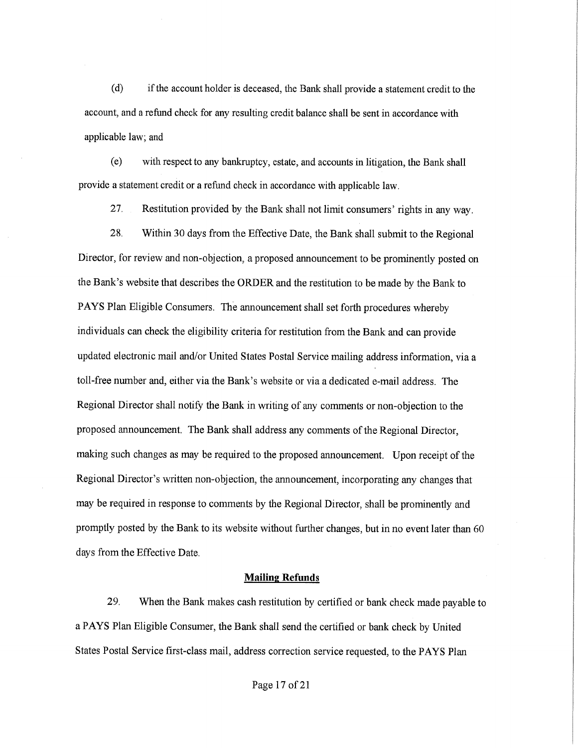(d) if the account holder is deceased, the Bank shall provide a statement credit to the account, and a refund check for any resulting credit balance shall be sent in accordance with applicable law; and

(e) with respect to any bankruptcy, estate, and accounts in litigation, the Bank shall provide a statement credit or a refund check in accordance with applicable law.

27. Restitution provided by the Bank shall not limit consumers' rights in any way.

28. Within 30 days from the Effective Date, the Bank shall submit to the Regional Director, for review and non-objection, a proposed announcement to be prominently posted on the Bank's website that describes the ORDER and the restitution to be made by the Bank to PAYS Plan Eligible Consumers. The announcement shall set forth procedures whereby individuals can check the eligibility criteria for restitution from the Bank and can provide updated electronic mail and/or United States Postal Service mailing address information, via a toll-free number and, either via the Bank's website or via a dedicated e-mail address. The Regional Director shall notify the Bank in writing of any comments or non-objection to the proposed announcement. The Bank shall address any comments of the Regional Director, making such changes as may be required to the proposed announcement. Upon receipt of the Regional Director's written non-objection, the announcement, incorporating any changes that may be required in response to comments by the Regional Director, shall be prominently and promptly posted by the Bank to its website without further changes, but in no event later than 60 days from the Effective Date.

**Mailing Refunds**

29. When the Bank makes cash restitution by certified or bank check made payable to a PAYS Plan Eligible Consumer, the Bank shall send the certified or bank check by United States Postal Service first-class mail, address correction service requested, to the PAYS Plan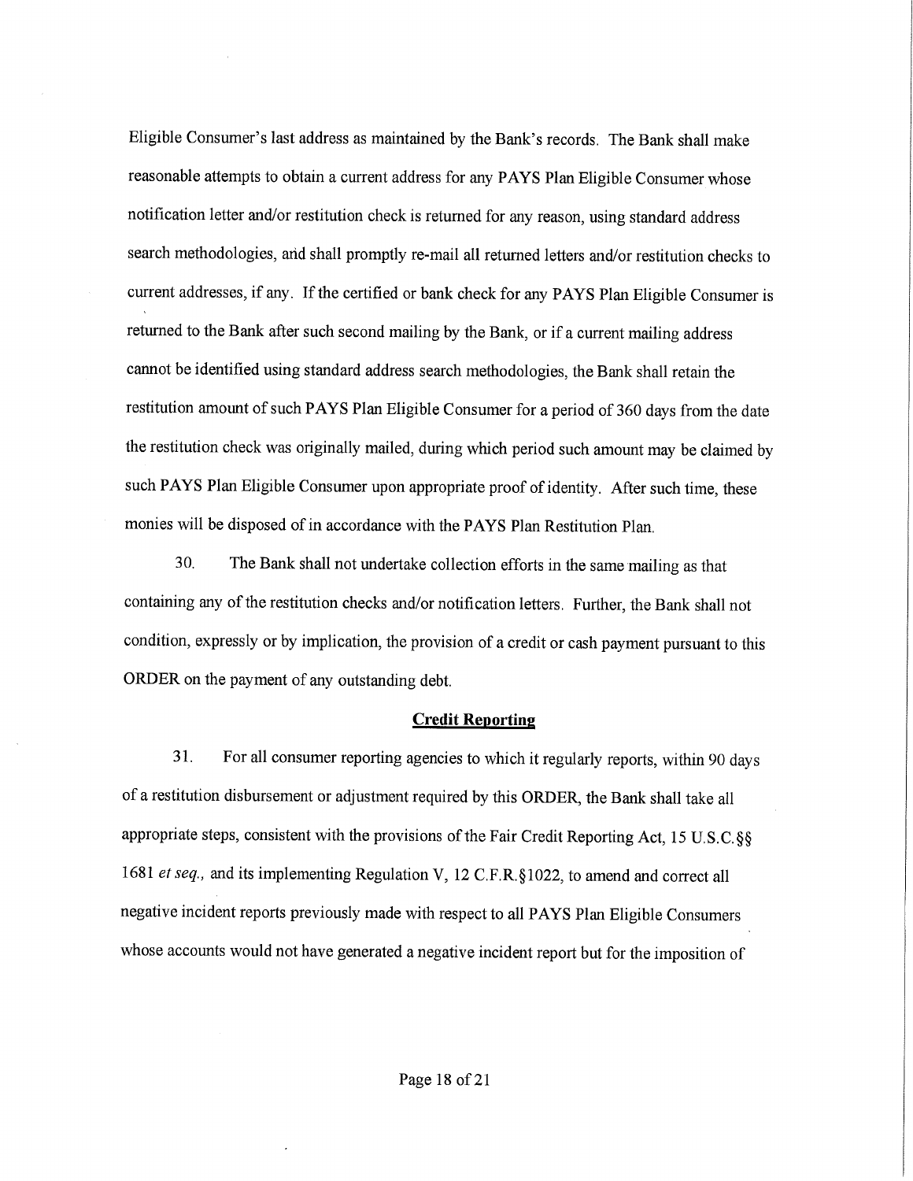Eligible Consumer's last address as maintained by the Bank's records. The Bank shall make reasonable attempts to obtain a current address for any PAYS Plan Eligible Consumer whose notification letter and/or restitution check is returned for any reason, using standard address search methodologies, and shall promptly re-mail all returned letters and/or restitution checks to current addresses, if any. If the certified or bank check for any PAYS Plan Eligible Consumer is returned to the Bank after such second mailing by the Bank, or if a current mailing address cannot be identified using standard address search methodologies, the Bank shall retain the restitution amount of such PAYS Plan Eligible Consumer for a period of 360 days from the date the restitution check was originally mailed, during which period such amount may be claimed by such PAYS Plan Eligible Consumer upon appropriate proof of identity. After such time, these monies will be disposed of in accordance with the PAYS Plan Restitution Plan.

30. The Bank shall not undertake collection efforts in the same mailing as that containing any of the restitution checks and/or notification letters. Further, the Bank shall not condition, expressly or by implication, the provision of a credit or cash payment pursuant to this ORDER on the payment of any outstanding debt.

**Credit Reporting**

31. For all consumer reporting agencies to which it regularly reports, within 90 days of a restitution disbursement or adjustment required by this ORDER, the Bank shall take all appropriate steps, consistent with the provisions of the Fair Credit Reporting Act, 15 U.S.C.§§ 1681 *et seq.,* and its implementing Regulation V, 12 C.F.R.§1022, to amend and correct all negative incident reports previously made with respect to all PAYS Plan Eligible Consumers whose accounts would not have generated a negative incident report but for the imposition of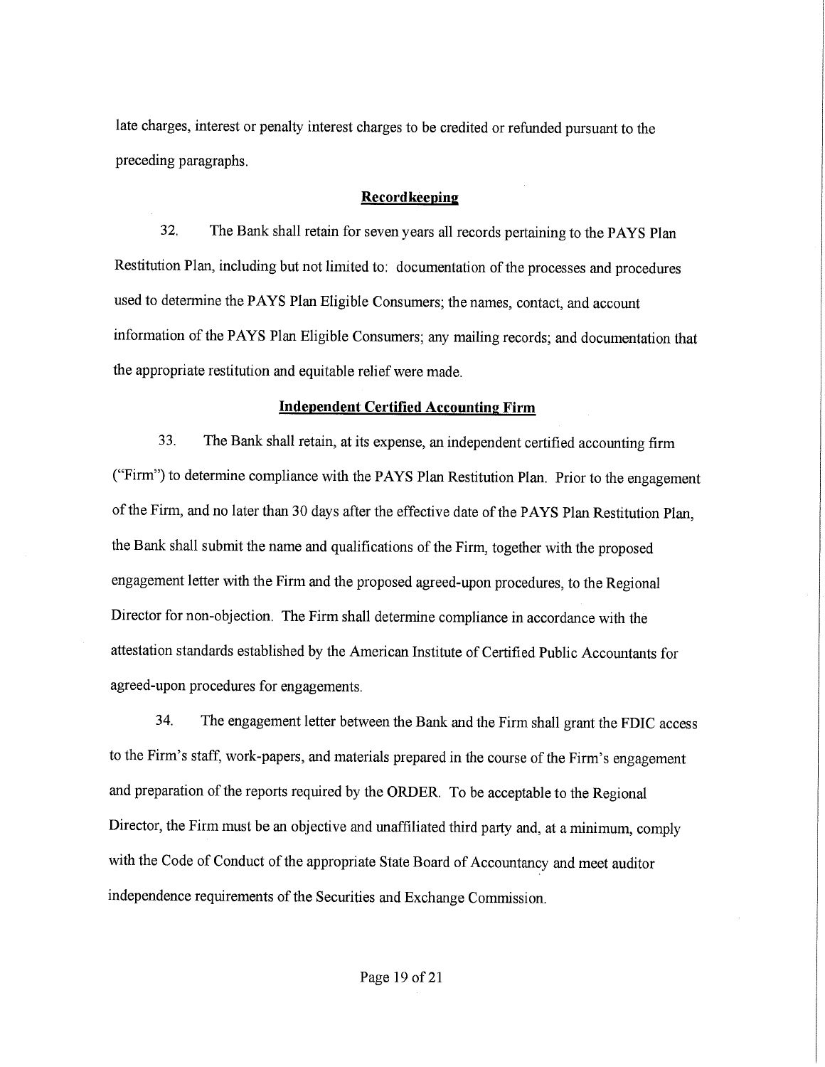late charges, interest or penalty interest charges to be credited or refunded pursuant to the preceding paragraphs.

**Recordkeeping**

32. The Bank shall retain for seven years all records pertaining to the PAYS Plan Restitution Plan, including but not limited to: documentation of the processes and procedures used to determine the PAYS Plan Eligible Consumers; the names, contact, and account information of the PAYS Plan Eligible Consumers; any mailing records; and documentation that the appropriate restitution and equitable relief were made.

**Independent Certified Accounting Firm**

33. The Bank shall retain, at its expense, an independent certified accounting firm ("Firm") to determine compliance with the PAYS Plan Restitution Plan. Prior to the engagement of the Firm, and no later than 30 days after the effective date of the PAYS Plan Restitution Plan, the Bank shall submit the name and qualifications of the Firm, together with the proposed engagement letter with the Firm and the proposed agreed-upon procedures, to the Regional Director for non-objection. The Firm shall determine compliance in accordance with the attestation standards established by the American Institute of Certified Public Accountants for agreed-upon procedures for engagements.

34. The engagement letter between the Bank and the Firm shall grant the FDIC access to the Firm's staff, work-papers, and materials prepared in the course of the Firm's engagement and preparation of the reports required by the ORDER. To be acceptable to the Regional Director, the Firm must be an objective and unaffiliated third party and, at a minimum, comply with the Code of Conduct of the appropriate State Board of Accountancy and meet auditor independence requirements of the Securities and Exchange Commission.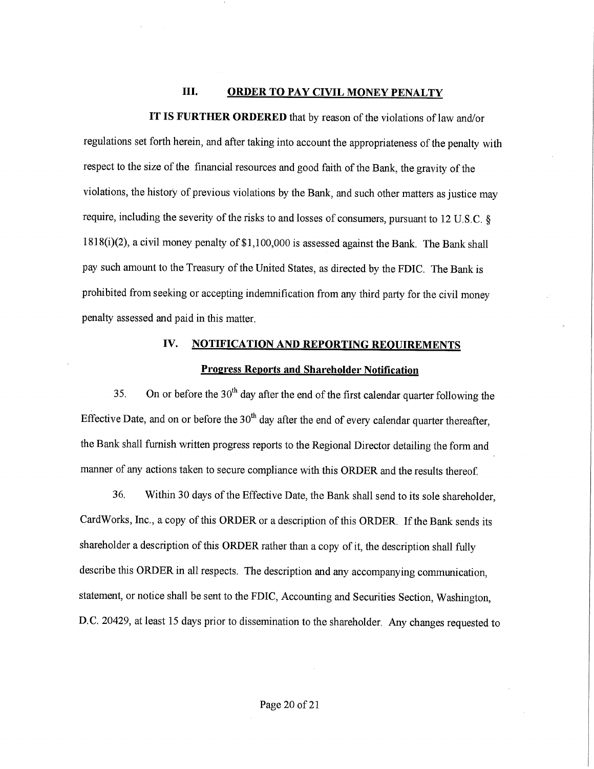## III. ORDER TO PAY CIVIL MONEY PENALTY

**IT IS FURTHER ORDERED** that by reason of the violations of law and/or regulations set forth herein, and after taking into account the appropriateness of the penalty with respect to the size of the financial resources and good faith of the Bank, the gravity of the violations, the history of previous violations by the Bank, and such other matters as justice may require, including the severity of the risks to and losses of consumers, pursuant to 12 U.S.C. § 1818(i)(2), a civil money penalty of $1,100,000 is assessed against the Bank. The Bank shall pay such amount to the Treasury of the United States, as directed by the FDIC. The Bank is prohibited from seeking or accepting indemnification from any third party for the civil money penalty assessed and paid in this matter.

## IV. NOTIFICATION AND REPORTING REQUIREMENTS

### Progress Reports and Shareholder Notification

35. On or before the 30th day after the end of the first calendar quarter following the Effective Date, and on or before the 30th day after the end of every calendar quarter thereafter, the Bank shall furnish written progress reports to the Regional Director detailing the form and manner of any actions taken to secure compliance with this ORDER and the results thereof.

36. Within 30 days of the Effective Date, the Bank shall send to its sole shareholder, CardWorks, Inc., a copy of this ORDER or a description of this ORDER. If the Bank sends its shareholder a description of this ORDER rather than a copy of it, the description shall fully describe this ORDER in all respects. The description and any accompanying communication, statement, or notice shall be sent to the FDIC, Accounting and Securities Section, Washington, D.C. 20429, at least 15 days prior to dissemination to the shareholder. Any changes requested to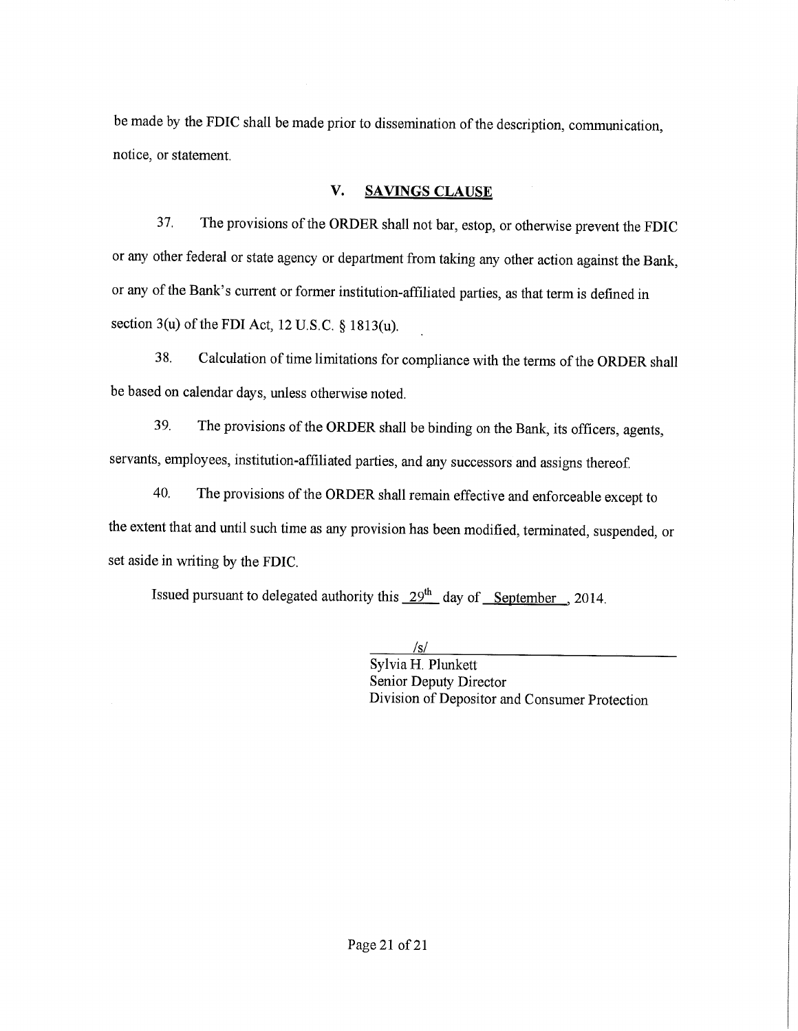be made by the FDIC shall be made prior to dissemination of the description, communication, notice, or statement.

## V. SAVINGS CLAUSE

37. The provisions of the ORDER shall not bar, estop, or otherwise prevent the FDIC or any other federal or state agency or department from taking any other action against the Bank, or any of the Bank's current or former institution-affiliated parties, as that term is defined in section 3(u) of the FDI Act, 12 U.S.C. § 1813(u).

38. Calculation of time limitations for compliance with the terms of the ORDER shall be based on calendar days, unless otherwise noted.

39. The provisions of the ORDER shall be binding on the Bank, its officers, agents, servants, employees, institution-affiliated parties, and any successors and assigns thereof.

40. The provisions of the ORDER shall remain effective and enforceable except to the extent that and until such time as any provision has been modified, terminated, suspended, or set aside in writing by the FDIC.

Issued pursuant to delegated authority this 29th day of September, 2014.

/s/
Sylvia H. Plunkett
Senior Deputy Director
Division of Depositor and Consumer Protection